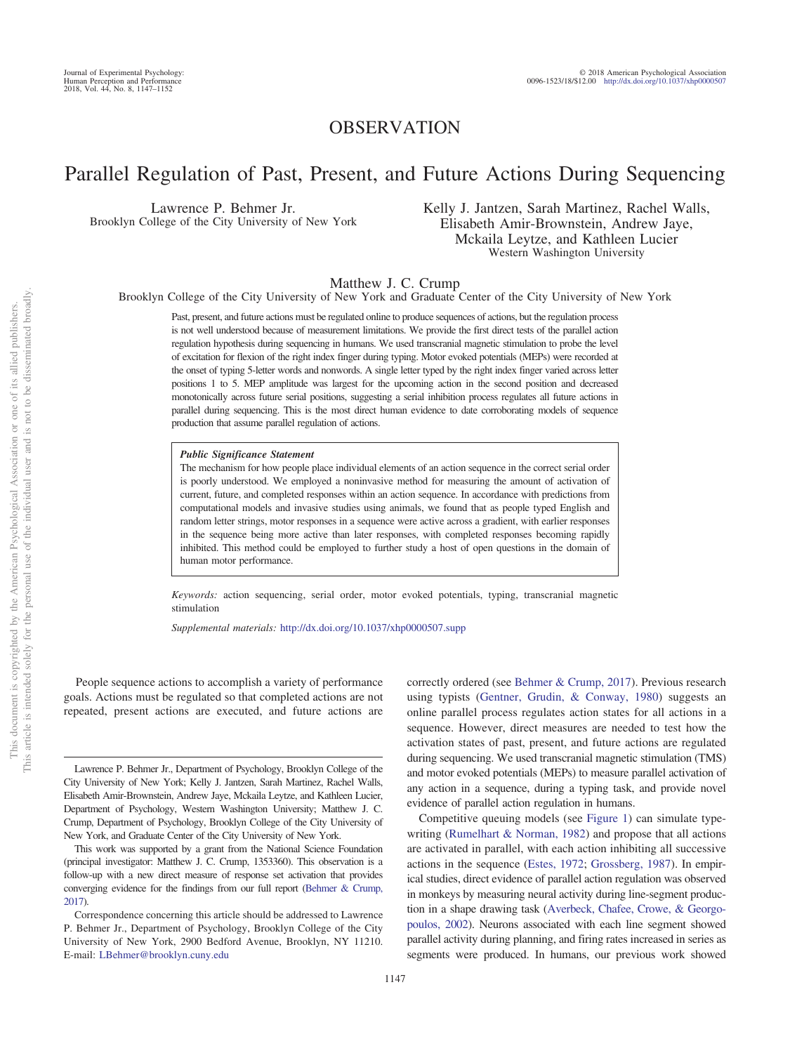# OBSERVATION

# Parallel Regulation of Past, Present, and Future Actions During Sequencing

Lawrence P. Behmer Jr.
Brooklyn College of the City University of New York

Kelly J. Jantzen, Sarah Martinez, Rachel Walls, Elisabeth Amir-Brownstein, Andrew Jaye, Mckaila Leytze, and Kathleen Lucier
Western Washington University

Matthew J. C. Crump
Brooklyn College of the City University of New York and Graduate Center of the City University of New York

Past, present, and future actions must be regulated online to produce sequences of actions, but the regulation process is not well understood because of measurement limitations. We provide the first direct tests of the parallel action regulation hypothesis during sequencing in humans. We used transcranial magnetic stimulation to probe the level of excitation for flexion of the right index finger during typing. Motor evoked potentials (MEPs) were recorded at the onset of typing 5-letter words and nonwords. A single letter typed by the right index finger varied across letter positions 1 to 5. MEP amplitude was largest for the upcoming action in the second position and decreased monotonically across future serial positions, suggesting a serial inhibition process regulates all future actions in parallel during sequencing. This is the most direct human evidence to date corroborating models of sequence production that assume parallel regulation of actions.

***Public Significance Statement***

The mechanism for how people place individual elements of an action sequence in the correct serial order is poorly understood. We employed a noninvasive method for measuring the amount of activation of current, future, and completed responses within an action sequence. In accordance with predictions from computational models and invasive studies using animals, we found that as people typed English and random letter strings, motor responses in a sequence were active across a gradient, with earlier responses in the sequence being more active than later responses, with completed responses becoming rapidly inhibited. This method could be employed to further study a host of open questions in the domain of human motor performance.

*Keywords:* action sequencing, serial order, motor evoked potentials, typing, transcranial magnetic stimulation

*Supplemental materials:* http://dx.doi.org/10.1037/xhp0000507.supp

People sequence actions to accomplish a variety of performance goals. Actions must be regulated so that completed actions are not repeated, present actions are executed, and future actions are correctly ordered (see Behmer & Crump, 2017). Previous research using typists (Gentner, Grudin, & Conway, 1980) suggests an online parallel process regulates action states for all actions in a sequence. However, direct measures are needed to test how the activation states of past, present, and future actions are regulated during sequencing. We used transcranial magnetic stimulation (TMS) and motor evoked potentials (MEPs) to measure parallel activation of any action in a sequence, during a typing task, and provide novel evidence of parallel action regulation in humans.

Competitive queuing models (see Figure 1) can simulate typewriting (Rumelhart & Norman, 1982) and propose that all actions are activated in parallel, with each action inhibiting all successive actions in the sequence (Estes, 1972; Grossberg, 1987). In empirical studies, direct evidence of parallel action regulation was observed in monkeys by measuring neural activity during line-segment production in a shape drawing task (Averbeck, Chafee, Crowe, & Georgopoulos, 2002). Neurons associated with each line segment showed parallel activity during planning, and firing rates increased in series as segments were produced. In humans, our previous work showed

---

Lawrence P. Behmer Jr., Department of Psychology, Brooklyn College of the City University of New York; Kelly J. Jantzen, Sarah Martinez, Rachel Walls, Elisabeth Amir-Brownstein, Andrew Jaye, Mckaila Leytze, and Kathleen Lucier, Department of Psychology, Western Washington University; Matthew J. C. Crump, Department of Psychology, Brooklyn College of the City University of New York, and Graduate Center of the City University of New York.

This work was supported by a grant from the National Science Foundation (principal investigator: Matthew J. C. Crump, 1353360). This observation is a follow-up with a new direct measure of response set activation that provides converging evidence for the findings from our full report (Behmer & Crump, 2017).

Correspondence concerning this article should be addressed to Lawrence P. Behmer Jr., Department of Psychology, Brooklyn College of the City University of New York, 2900 Bedford Avenue, Brooklyn, NY 11210. E-mail: LBehmer@brooklyn.cuny.edu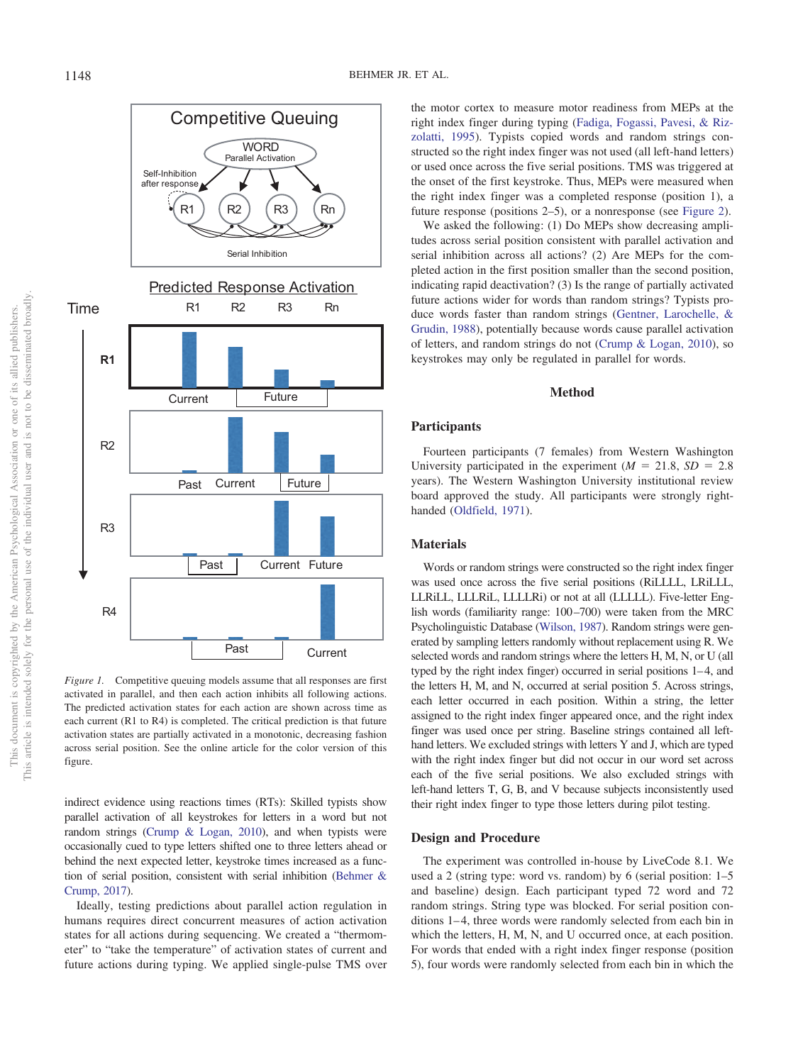Figure 1. Competitive queuing models assume that all responses are first activated in parallel, and then each action inhibits all following actions. The predicted activation states for each action are shown across time as each current (R1 to R4) is completed. The critical prediction is that future activation states are partially activated in a monotonic, decreasing fashion across serial position. See the online article for the color version of this figure.

indirect evidence using reactions times (RTs): Skilled typists show parallel activation of all keystrokes for letters in a word but not random strings (Crump & Logan, 2010), and when typists were occasionally cued to type letters shifted one to three letters ahead or behind the next expected letter, keystroke times increased as a function of serial position, consistent with serial inhibition (Behmer & Crump, 2017).

Ideally, testing predictions about parallel action regulation in humans requires direct concurrent measures of action activation states for all actions during sequencing. We created a "thermometer" to "take the temperature" of activation states of current and future actions during typing. We applied single-pulse TMS over the motor cortex to measure motor readiness from MEPs at the right index finger during typing (Fadiga, Fogassi, Pavesi, & Rizzolatti, 1995). Typists copied words and random strings constructed so the right index finger was not used (all left-hand letters) or used once across the five serial positions. TMS was triggered at the onset of the first keystroke. Thus, MEPs were measured when the right index finger was a completed response (position 1), a future response (positions 2–5), or a nonresponse (see Figure 2).

We asked the following: (1) Do MEPs show decreasing amplitudes across serial position consistent with parallel activation and serial inhibition across all actions? (2) Are MEPs for the completed action in the first position smaller than the second position, indicating rapid deactivation? (3) Is the range of partially activated future actions wider for words than random strings? Typists produce words faster than random strings (Gentner, Larochelle, & Grudin, 1988), potentially because words cause parallel activation of letters, and random strings do not (Crump & Logan, 2010), so keystrokes may only be regulated in parallel for words.

## Method

### Participants

Fourteen participants (7 females) from Western Washington University participated in the experiment ($M = 21.8$, $SD = 2.8$ years). The Western Washington University institutional review board approved the study. All participants were strongly right-handed (Oldfield, 1971).

### Materials

Words or random strings were constructed so the right index finger was used once across the five serial positions (RiLLLL, LRiLLL, LLRiLL, LLLRiL, LLLLRi) or not at all (LLLLL). Five-letter English words (familiarity range: 100–700) were taken from the MRC Psycholinguistic Database (Wilson, 1987). Random strings were generated by sampling letters randomly without replacement using R. We selected words and random strings where the letters H, M, N, or U (all typed by the right index finger) occurred in serial positions 1–4, and the letters H, M, and N, occurred at serial position 5. Across strings, each letter occurred in each position. Within a string, the letter assigned to the right index finger appeared once, and the right index finger was used once per string. Baseline strings contained all left-hand letters. We excluded strings with letters Y and J, which are typed with the right index finger but did not occur in our word set across each of the five serial positions. We also excluded strings with left-hand letters T, G, B, and V because subjects inconsistently used their right index finger to type those letters during pilot testing.

### Design and Procedure

The experiment was controlled in-house by LiveCode 8.1. We used a 2 (string type: word vs. random) by 6 (serial position: 1–5 and baseline) design. Each participant typed 72 word and 72 random strings. String type was blocked. For serial position conditions 1–4, three words were randomly selected from each bin in which the letters, H, M, N, and U occurred once, at each position. For words that ended with a right index finger response (position 5), four words were randomly selected from each bin in which the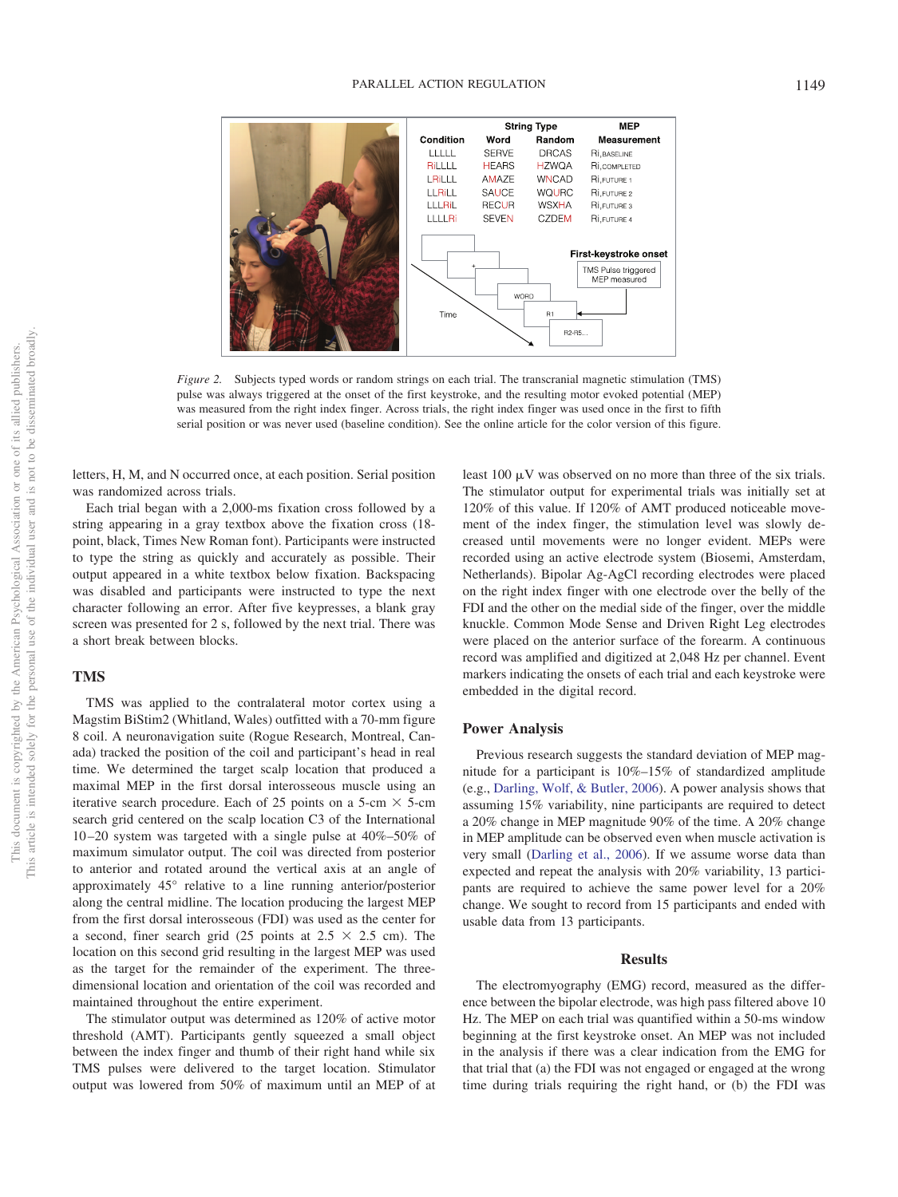| Condition | String Type Word | String Type Random | MEP Measurement |
|---|---|---|---|
| LLLLL | SERVE | DRCAS | $R_{i,BASELINE}$ |
| RiLLLL | HEARS | HZWQA | $R_{i,COMPLETED}$ |
| LRiLLL | AMAZE | WNCAD | $R_{i,FUTURE\ 1}$ |
| LLRiLL | SAUCE | WQURC | $R_{i,FUTURE\ 2}$ |
| LLLRiL | RECUR | WSXHA | $R_{i,FUTURE\ 3}$ |
| LLLLRi | SEVEN | CZDEM | $R_{i,FUTURE\ 4}$ |

*Figure 2.* Subjects typed words or random strings on each trial. The transcranial magnetic stimulation (TMS) pulse was always triggered at the onset of the first keystroke, and the resulting motor evoked potential (MEP) was measured from the right index finger. Across trials, the right index finger was used once in the first to fifth serial position or was never used (baseline condition). See the online article for the color version of this figure.

letters, H, M, and N occurred once, at each position. Serial position was randomized across trials.

Each trial began with a 2,000-ms fixation cross followed by a string appearing in a gray textbox above the fixation cross (18-point, black, Times New Roman font). Participants were instructed to type the string as quickly and accurately as possible. Their output appeared in a white textbox below fixation. Backspacing was disabled and participants were instructed to type the next character following an error. After five keypresses, a blank gray screen was presented for 2 s, followed by the next trial. There was a short break between blocks.

## TMS

TMS was applied to the contralateral motor cortex using a Magstim BiStim2 (Whitland, Wales) outfitted with a 70-mm figure 8 coil. A neuronavigation suite (Rogue Research, Montreal, Canada) tracked the position of the coil and participant's head in real time. We determined the target scalp location that produced a maximal MEP in the first dorsal interosseous muscle using an iterative search procedure. Each of 25 points on a 5-cm × 5-cm search grid centered on the scalp location C3 of the International 10–20 system was targeted with a single pulse at 40%–50% of maximum simulator output. The coil was directed from posterior to anterior and rotated around the vertical axis at an angle of approximately 45° relative to a line running anterior/posterior along the central midline. The location producing the largest MEP from the first dorsal interosseous (FDI) was used as the center for a second, finer search grid (25 points at 2.5 × 2.5 cm). The location on this second grid resulting in the largest MEP was used as the target for the remainder of the experiment. The three-dimensional location and orientation of the coil was recorded and maintained throughout the entire experiment.

The stimulator output was determined as 120% of active motor threshold (AMT). Participants gently squeezed a small object between the index finger and thumb of their right hand while six TMS pulses were delivered to the target location. Stimulator output was lowered from 50% of maximum until an MEP of at least 100 μV was observed on no more than three of the six trials. The stimulator output for experimental trials was initially set at 120% of this value. If 120% of AMT produced noticeable movement of the index finger, the stimulation level was slowly decreased until movements were no longer evident. MEPs were recorded using an active electrode system (Biosemi, Amsterdam, Netherlands). Bipolar Ag-AgCl recording electrodes were placed on the right index finger with one electrode over the belly of the FDI and the other on the medial side of the finger, over the middle knuckle. Common Mode Sense and Driven Right Leg electrodes were placed on the anterior surface of the forearm. A continuous record was amplified and digitized at 2,048 Hz per channel. Event markers indicating the onsets of each trial and each keystroke were embedded in the digital record.

## Power Analysis

Previous research suggests the standard deviation of MEP magnitude for a participant is 10%–15% of standardized amplitude (e.g., Darling, Wolf, & Butler, 2006). A power analysis shows that assuming 15% variability, nine participants are required to detect a 20% change in MEP magnitude 90% of the time. A 20% change in MEP amplitude can be observed even when muscle activation is very small (Darling et al., 2006). If we assume worse data than expected and repeat the analysis with 20% variability, 13 participants are required to achieve the same power level for a 20% change. We sought to record from 15 participants and ended with usable data from 13 participants.

# Results

The electromyography (EMG) record, measured as the difference between the bipolar electrode, was high pass filtered above 10 Hz. The MEP on each trial was quantified within a 50-ms window beginning at the first keystroke onset. An MEP was not included in the analysis if there was a clear indication from the EMG for that trial that (a) the FDI was not engaged or engaged at the wrong time during trials requiring the right hand, or (b) the FDI was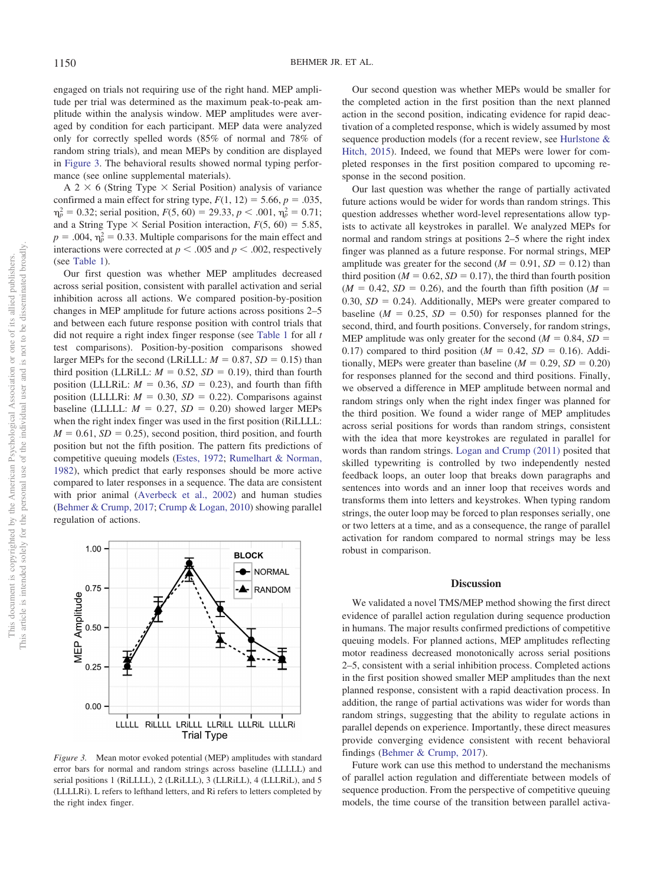engaged on trials not requiring use of the right hand. MEP amplitude per trial was determined as the maximum peak-to-peak amplitude within the analysis window. MEP amplitudes were averaged by condition for each participant. MEP data were analyzed only for correctly spelled words (85% of normal and 78% of random string trials), and mean MEPs by condition are displayed in Figure 3. The behavioral results showed normal typing performance (see online supplemental materials).

A 2 × 6 (String Type × Serial Position) analysis of variance confirmed a main effect for string type, $F(1, 12) = 5.66$, $p = .035$, $\eta_p^2 = 0.32$; serial position, $F(5, 60) = 29.33$, $p < .001$, $\eta_p^2 = 0.71$; and a String Type × Serial Position interaction, $F(5, 60) = 5.85$, $p = .004$, $\eta_p^2 = 0.33$. Multiple comparisons for the main effect and interactions were corrected at $p < .005$ and $p < .002$, respectively (see Table 1).

Our first question was whether MEP amplitudes decreased across serial position, consistent with parallel activation and serial inhibition across all actions. We compared position-by-position changes in MEP amplitude for future actions across positions 2–5 and between each future response position with control trials that did not require a right index finger response (see Table 1 for all $t$ test comparisons). Position-by-position comparisons showed larger MEPs for the second (LRiLLL: $M = 0.87$, $SD = 0.15$) than third position (LLRiLL: $M = 0.52$, $SD = 0.19$), third than fourth position (LLLRiL: $M = 0.36$, $SD = 0.23$), and fourth than fifth position (LLLLRi: $M = 0.30$, $SD = 0.22$). Comparisons against baseline (LLLLL: $M = 0.27$, $SD = 0.20$) showed larger MEPs when the right index finger was used in the first position (RiLLLL: $M = 0.61$, $SD = 0.25$), second position, third position, and fourth position but not the fifth position. The pattern fits predictions of competitive queuing models (Estes, 1972; Rumelhart & Norman, 1982), which predict that early responses should be more active compared to later responses in a sequence. The data are consistent with prior animal (Averbeck et al., 2002) and human studies (Behmer & Crump, 2017; Crump & Logan, 2010) showing parallel regulation of actions.

*Figure 3.* Mean motor evoked potential (MEP) amplitudes with standard error bars for normal and random strings across baseline (LLLLL) and serial positions 1 (RiLLLL), 2 (LRiLLL), 3 (LLRiLL), 4 (LLLRiL), and 5 (LLLLRi). L refers to lefthand letters, and Ri refers to letters completed by the right index finger.

Our second question was whether MEPs would be smaller for the completed action in the first position than the next planned action in the second position, indicating evidence for rapid deactivation of a completed response, which is widely assumed by most sequence production models (for a recent review, see Hurlstone & Hitch, 2015). Indeed, we found that MEPs were lower for completed responses in the first position compared to upcoming response in the second position.

Our last question was whether the range of partially activated future actions would be wider for words than random strings. This question addresses whether word-level representations allow typists to activate all keystrokes in parallel. We analyzed MEPs for normal and random strings at positions 2–5 where the right index finger was planned as a future response. For normal strings, MEP amplitude was greater for the second ($M = 0.91$, $SD = 0.12$) than third position ($M = 0.62$, $SD = 0.17$), the third than fourth position ($M = 0.42$, $SD = 0.26$), and the fourth than fifth position ($M = 0.30$, $SD = 0.24$). Additionally, MEPs were greater compared to baseline ($M = 0.25$, $SD = 0.50$) for responses planned for the second, third, and fourth positions. Conversely, for random strings, MEP amplitude was only greater for the second ($M = 0.84$, $SD = 0.17$) compared to third position ($M = 0.42$, $SD = 0.16$). Additionally, MEPs were greater than baseline ($M = 0.29$, $SD = 0.20$) for responses planned for the second and third positions. Finally, we observed a difference in MEP amplitude between normal and random strings only when the right index finger was planned for the third position. We found a wider range of MEP amplitudes across serial positions for words than random strings, consistent with the idea that more keystrokes are regulated in parallel for words than random strings. Logan and Crump (2011) posited that skilled typewriting is controlled by two independently nested feedback loops, an outer loop that breaks down paragraphs and sentences into words and an inner loop that receives words and transforms them into letters and keystrokes. When typing random strings, the outer loop may be forced to plan responses serially, one or two letters at a time, and as a consequence, the range of parallel activation for random compared to normal strings may be less robust in comparison.

## Discussion

We validated a novel TMS/MEP method showing the first direct evidence of parallel action regulation during sequence production in humans. The major results confirmed predictions of competitive queuing models. For planned actions, MEP amplitudes reflecting motor readiness decreased monotonically across serial positions 2–5, consistent with a serial inhibition process. Completed actions in the first position showed smaller MEP amplitudes than the next planned response, consistent with a rapid deactivation process. In addition, the range of partial activations was wider for words than random strings, suggesting that the ability to regulate actions in parallel depends on experience. Importantly, these direct measures provide converging evidence consistent with recent behavioral findings (Behmer & Crump, 2017).

Future work can use this method to understand the mechanisms of parallel action regulation and differentiate between models of sequence production. From the perspective of competitive queuing models, the time course of the transition between parallel activa-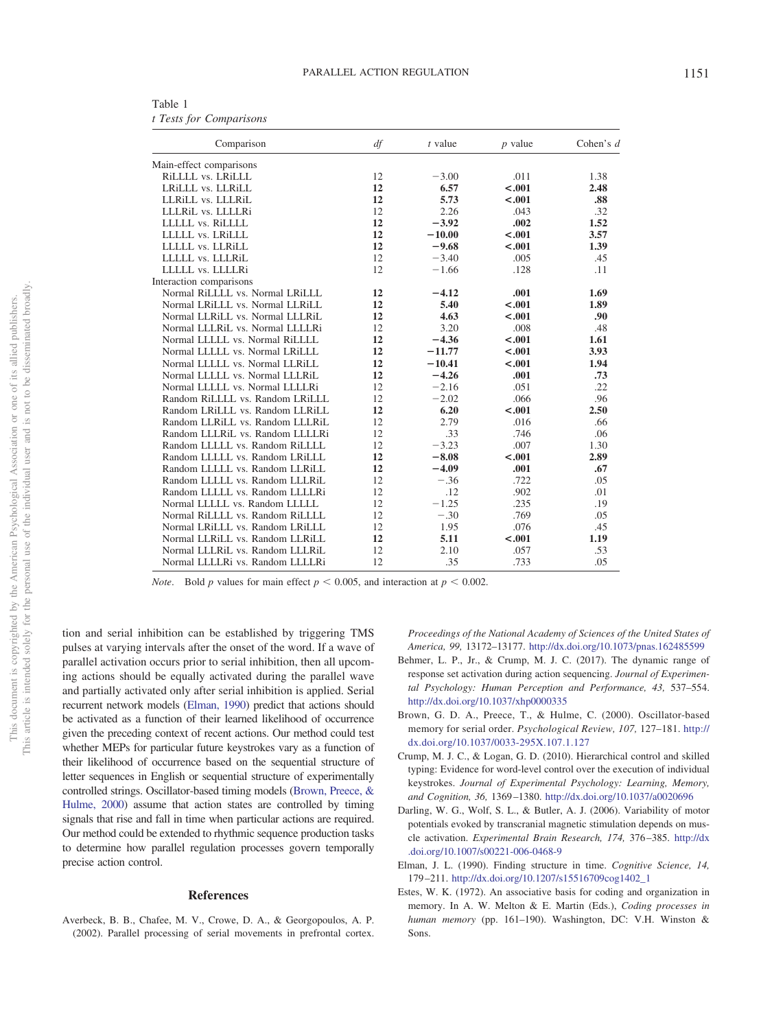Table 1
*t Tests for Comparisons*

| Comparison | *df* | *t* value | *p* value | Cohen's *d* |
|---|---|---|---|---|
| Main-effect comparisons | | | | |
| RiLLLL vs. LRiLLL | 12 | −3.00 | .011 | 1.38 |
| LRiLLL vs. LLRiLL | **12** | **6.57** | **<.001** | **2.48** |
| LLRiLL vs. LLLRiL | **12** | **5.73** | **<.001** | **.88** |
| LLLRiL vs. LLLLRi | 12 | 2.26 | .043 | .32 |
| LLLLL vs. RiLLLL | **12** | **−3.92** | **.002** | **1.52** |
| LLLLL vs. LRiLLL | **12** | **−10.00** | **<.001** | **3.57** |
| LLLLL vs. LLRiLL | **12** | **−9.68** | **<.001** | **1.39** |
| LLLLL vs. LLLRiL | 12 | −3.40 | .005 | .45 |
| LLLLL vs. LLLLRi | 12 | −1.66 | .128 | .11 |
| Interaction comparisons | | | | |
| Normal RiLLLL vs. Normal LRiLLL | **12** | **−4.12** | **.001** | **1.69** |
| Normal LRiLLL vs. Normal LLRiLL | **12** | **5.40** | **<.001** | **1.89** |
| Normal LLRiLL vs. Normal LLLRiL | **12** | **4.63** | **<.001** | **.90** |
| Normal LLLRiL vs. Normal LLLLRi | 12 | 3.20 | .008 | .48 |
| Normal LLLLL vs. Normal RiLLLL | **12** | **−4.36** | **<.001** | **1.61** |
| Normal LLLLL vs. Normal LRiLLL | **12** | **−11.77** | **<.001** | **3.93** |
| Normal LLLLL vs. Normal LLRiLL | **12** | **−10.41** | **<.001** | **1.94** |
| Normal LLLLL vs. Normal LLLRiL | **12** | **−4.26** | **.001** | **.73** |
| Normal LLLLL vs. Normal LLLLRi | 12 | −2.16 | .051 | .22 |
| Random RiLLLL vs. Random LRiLLL | 12 | −2.02 | .066 | .96 |
| Random LRiLLL vs. Random LLRiLL | **12** | **6.20** | **<.001** | **2.50** |
| Random LLRiLL vs. Random LLLRiL | 12 | 2.79 | .016 | .66 |
| Random LLLRiL vs. Random LLLLRi | 12 | .33 | .746 | .06 |
| Random LLLLL vs. Random RiLLLL | 12 | −3.23 | .007 | 1.30 |
| Random LLLLL vs. Random LRiLLL | **12** | **−8.08** | **<.001** | **2.89** |
| Random LLLLL vs. Random LLRiLL | **12** | **−4.09** | **.001** | **.67** |
| Random LLLLL vs. Random LLLRiL | 12 | −.36 | .722 | .05 |
| Random LLLLL vs. Random LLLLRi | 12 | .12 | .902 | .01 |
| Normal LLLLL vs. Random LLLLL | 12 | −1.25 | .235 | .19 |
| Normal RiLLLL vs. Random RiLLLL | 12 | −.30 | .769 | .05 |
| Normal LRiLLL vs. Random LRiLLL | 12 | 1.95 | .076 | .45 |
| Normal LLRiLL vs. Random LLRiLL | **12** | **5.11** | **<.001** | **1.19** |
| Normal LLLRiL vs. Random LLLRiL | 12 | 2.10 | .057 | .53 |
| Normal LLLLRi vs. Random LLLLRi | 12 | .35 | .733 | .05 |

*Note.* Bold *p* values for main effect $p < 0.005$, and interaction at $p < 0.002$.

tion and serial inhibition can be established by triggering TMS pulses at varying intervals after the onset of the word. If a wave of parallel activation occurs prior to serial inhibition, then all upcoming actions should be equally activated during the parallel wave and partially activated only after serial inhibition is applied. Serial recurrent network models (Elman, 1990) predict that actions should be activated as a function of their learned likelihood of occurrence given the preceding context of recent actions. Our method could test whether MEPs for particular future keystrokes vary as a function of their likelihood of occurrence based on the sequential structure of letter sequences in English or sequential structure of experimentally controlled strings. Oscillator-based timing models (Brown, Preece, & Hulme, 2000) assume that action states are controlled by timing signals that rise and fall in time when particular actions are required. Our method could be extended to rhythmic sequence production tasks to determine how parallel regulation processes govern temporally precise action control.

## References

Averbeck, B. B., Chafee, M. V., Crowe, D. A., & Georgopoulos, A. P. (2002). Parallel processing of serial movements in prefrontal cortex. *Proceedings of the National Academy of Sciences of the United States of America, 99,* 13172–13177. http://dx.doi.org/10.1073/pnas.162485599

Behmer, L. P., Jr., & Crump, M. J. C. (2017). The dynamic range of response set activation during action sequencing. *Journal of Experimental Psychology: Human Perception and Performance, 43,* 537–554. http://dx.doi.org/10.1037/xhp0000335

Brown, G. D. A., Preece, T., & Hulme, C. (2000). Oscillator-based memory for serial order. *Psychological Review, 107,* 127–181. http://dx.doi.org/10.1037/0033-295X.107.1.127

Crump, M. J. C., & Logan, G. D. (2010). Hierarchical control and skilled typing: Evidence for word-level control over the execution of individual keystrokes. *Journal of Experimental Psychology: Learning, Memory, and Cognition, 36,* 1369–1380. http://dx.doi.org/10.1037/a0020696

Darling, W. G., Wolf, S. L., & Butler, A. J. (2006). Variability of motor potentials evoked by transcranial magnetic stimulation depends on muscle activation. *Experimental Brain Research, 174,* 376–385. http://dx.doi.org/10.1007/s00221-006-0468-9

Elman, J. L. (1990). Finding structure in time. *Cognitive Science, 14,* 179–211. http://dx.doi.org/10.1207/s15516709cog1402_1

Estes, W. K. (1972). An associative basis for coding and organization in memory. In A. W. Melton & E. Martin (Eds.), *Coding processes in human memory* (pp. 161–190). Washington, DC: V.H. Winston & Sons.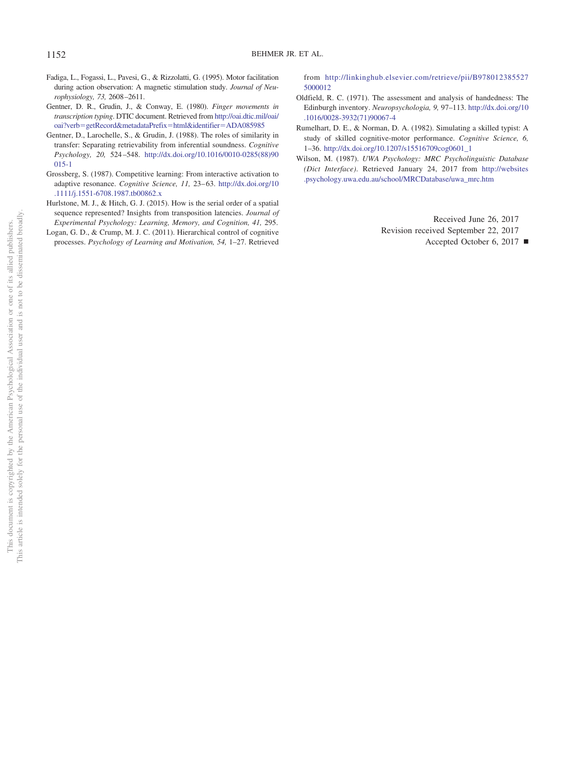Fadiga, L., Fogassi, L., Pavesi, G., & Rizzolatti, G. (1995). Motor facilitation during action observation: A magnetic stimulation study. *Journal of Neurophysiology, 73,* 2608–2611.

Gentner, D. R., Grudin, J., & Conway, E. (1980). *Finger movements in transcription typing*. DTIC document. Retrieved from http://oai.dtic.mil/oai/oai?verb=getRecord&metadataPrefix=html&identifier=ADA085985

Gentner, D., Larochelle, S., & Grudin, J. (1988). The roles of similarity in transfer: Separating retrievability from inferential soundness. *Cognitive Psychology, 20,* 524–548. http://dx.doi.org/10.1016/0010-0285(88)90015-1

Grossberg, S. (1987). Competitive learning: From interactive activation to adaptive resonance. *Cognitive Science, 11,* 23–63. http://dx.doi.org/10.1111/j.1551-6708.1987.tb00862.x

Hurlstone, M. J., & Hitch, G. J. (2015). How is the serial order of a spatial sequence represented? Insights from transposition latencies. *Journal of Experimental Psychology: Learning, Memory, and Cognition, 41,* 295.

Logan, G. D., & Crump, M. J. C. (2011). Hierarchical control of cognitive processes. *Psychology of Learning and Motivation, 54,* 1–27. Retrieved from http://linkinghub.elsevier.com/retrieve/pii/B9780123855275000012

Oldfield, R. C. (1971). The assessment and analysis of handedness: The Edinburgh inventory. *Neuropsychologia, 9,* 97–113. http://dx.doi.org/10.1016/0028-3932(71)90067-4

Rumelhart, D. E., & Norman, D. A. (1982). Simulating a skilled typist: A study of skilled cognitive-motor performance. *Cognitive Science, 6,* 1–36. http://dx.doi.org/10.1207/s15516709cog0601_1

Wilson, M. (1987). *UWA Psychology: MRC Psycholinguistic Database (Dict Interface)*. Retrieved January 24, 2017 from http://websites.psychology.uwa.edu.au/school/MRCDatabase/uwa_mrc.htm

Received June 26, 2017
Revision received September 22, 2017
Accepted October 6, 2017 ■